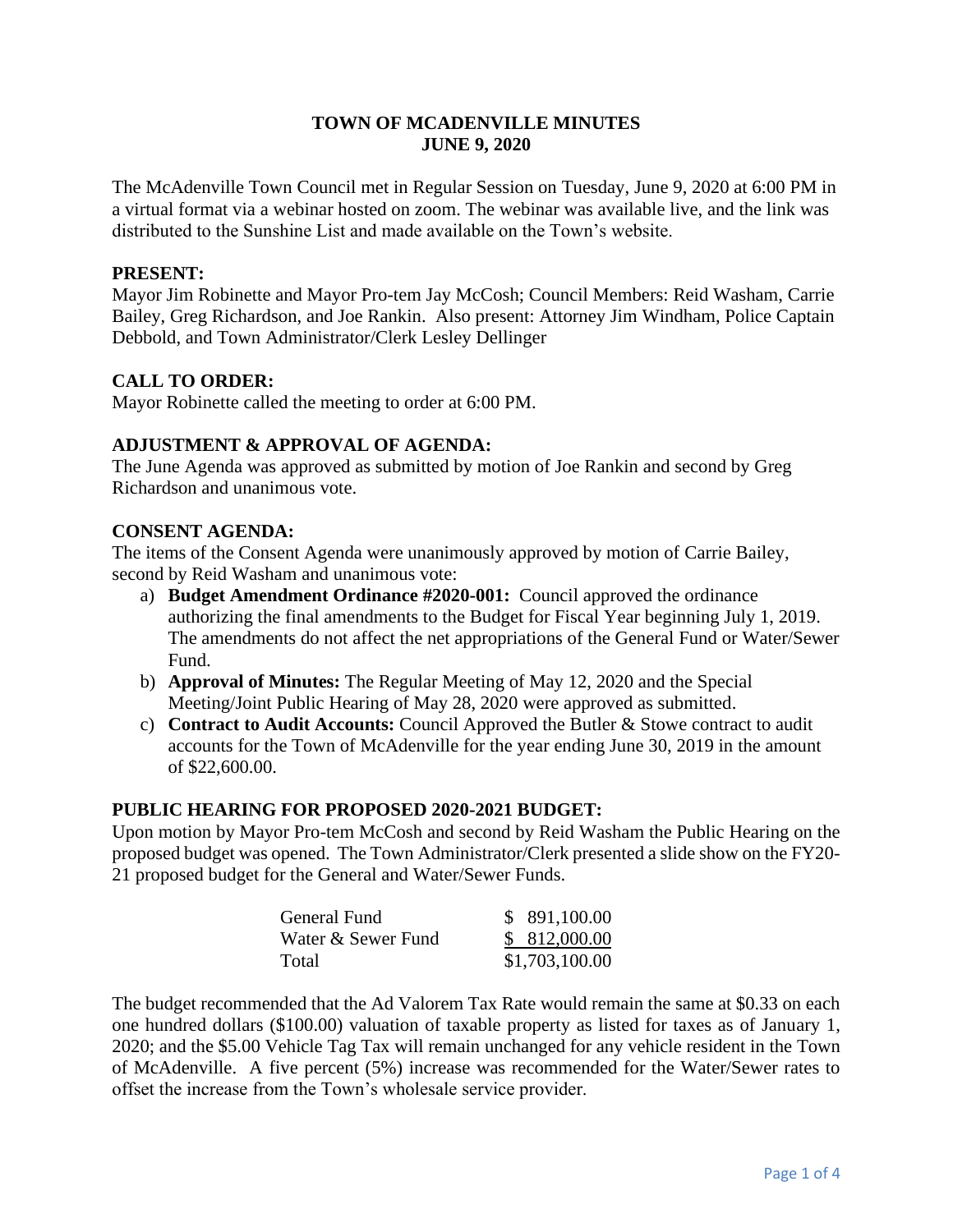# TOWN OF MCADENVILLE MINUTES
## JUNE 9, 2020

The McAdenville Town Council met in Regular Session on Tuesday, June 9, 2020 at 6:00 PM in a virtual format via a webinar hosted on zoom. The webinar was available live, and the link was distributed to the Sunshine List and made available on the Town's website.

**PRESENT:**
Mayor Jim Robinette and Mayor Pro-tem Jay McCosh; Council Members: Reid Washam, Carrie Bailey, Greg Richardson, and Joe Rankin. Also present: Attorney Jim Windham, Police Captain Debbold, and Town Administrator/Clerk Lesley Dellinger

**CALL TO ORDER:**
Mayor Robinette called the meeting to order at 6:00 PM.

**ADJUSTMENT & APPROVAL OF AGENDA:**
The June Agenda was approved as submitted by motion of Joe Rankin and second by Greg Richardson and unanimous vote.

**CONSENT AGENDA:**
The items of the Consent Agenda were unanimously approved by motion of Carrie Bailey, second by Reid Washam and unanimous vote:

a) **Budget Amendment Ordinance #2020-001:** Council approved the ordinance authorizing the final amendments to the Budget for Fiscal Year beginning July 1, 2019. The amendments do not affect the net appropriations of the General Fund or Water/Sewer Fund.
b) **Approval of Minutes:** The Regular Meeting of May 12, 2020 and the Special Meeting/Joint Public Hearing of May 28, 2020 were approved as submitted.
c) **Contract to Audit Accounts:** Council Approved the Butler & Stowe contract to audit accounts for the Town of McAdenville for the year ending June 30, 2019 in the amount of $22,600.00.

**PUBLIC HEARING FOR PROPOSED 2020-2021 BUDGET:**
Upon motion by Mayor Pro-tem McCosh and second by Reid Washam the Public Hearing on the proposed budget was opened. The Town Administrator/Clerk presented a slide show on the FY20-21 proposed budget for the General and Water/Sewer Funds.

| | |
|---|---|
| General Fund | $ 891,100.00 |
| Water & Sewer Fund | $ 812,000.00 |
| Total | $1,703,100.00 |

The budget recommended that the Ad Valorem Tax Rate would remain the same at $0.33 on each one hundred dollars ($100.00) valuation of taxable property as listed for taxes as of January 1, 2020; and the $5.00 Vehicle Tag Tax will remain unchanged for any vehicle resident in the Town of McAdenville. A five percent (5%) increase was recommended for the Water/Sewer rates to offset the increase from the Town's wholesale service provider.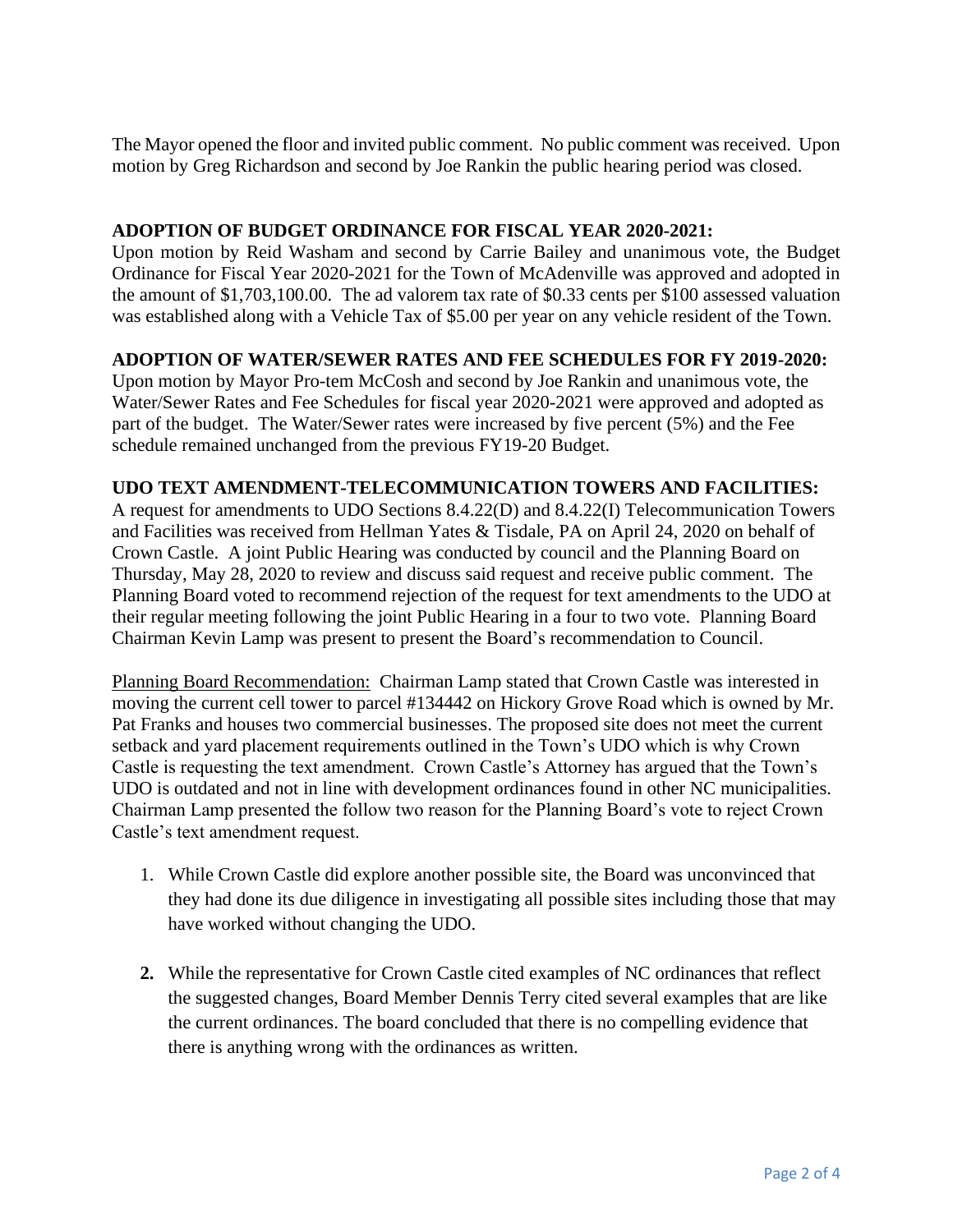The Mayor opened the floor and invited public comment. No public comment was received. Upon motion by Greg Richardson and second by Joe Rankin the public hearing period was closed.

**ADOPTION OF BUDGET ORDINANCE FOR FISCAL YEAR 2020-2021:**
Upon motion by Reid Washam and second by Carrie Bailey and unanimous vote, the Budget Ordinance for Fiscal Year 2020-2021 for the Town of McAdenville was approved and adopted in the amount of $1,703,100.00. The ad valorem tax rate of $0.33 cents per $100 assessed valuation was established along with a Vehicle Tax of $5.00 per year on any vehicle resident of the Town.

**ADOPTION OF WATER/SEWER RATES AND FEE SCHEDULES FOR FY 2019-2020:**
Upon motion by Mayor Pro-tem McCosh and second by Joe Rankin and unanimous vote, the Water/Sewer Rates and Fee Schedules for fiscal year 2020-2021 were approved and adopted as part of the budget. The Water/Sewer rates were increased by five percent (5%) and the Fee schedule remained unchanged from the previous FY19-20 Budget.

**UDO TEXT AMENDMENT-TELECOMMUNICATION TOWERS AND FACILITIES:**
A request for amendments to UDO Sections 8.4.22(D) and 8.4.22(I) Telecommunication Towers and Facilities was received from Hellman Yates & Tisdale, PA on April 24, 2020 on behalf of Crown Castle. A joint Public Hearing was conducted by council and the Planning Board on Thursday, May 28, 2020 to review and discuss said request and receive public comment. The Planning Board voted to recommend rejection of the request for text amendments to the UDO at their regular meeting following the joint Public Hearing in a four to two vote. Planning Board Chairman Kevin Lamp was present to present the Board's recommendation to Council.

Planning Board Recommendation: Chairman Lamp stated that Crown Castle was interested in moving the current cell tower to parcel #134442 on Hickory Grove Road which is owned by Mr. Pat Franks and houses two commercial businesses. The proposed site does not meet the current setback and yard placement requirements outlined in the Town's UDO which is why Crown Castle is requesting the text amendment. Crown Castle's Attorney has argued that the Town's UDO is outdated and not in line with development ordinances found in other NC municipalities. Chairman Lamp presented the follow two reason for the Planning Board's vote to reject Crown Castle's text amendment request.

1. While Crown Castle did explore another possible site, the Board was unconvinced that they had done its due diligence in investigating all possible sites including those that may have worked without changing the UDO.

2. While the representative for Crown Castle cited examples of NC ordinances that reflect the suggested changes, Board Member Dennis Terry cited several examples that are like the current ordinances. The board concluded that there is no compelling evidence that there is anything wrong with the ordinances as written.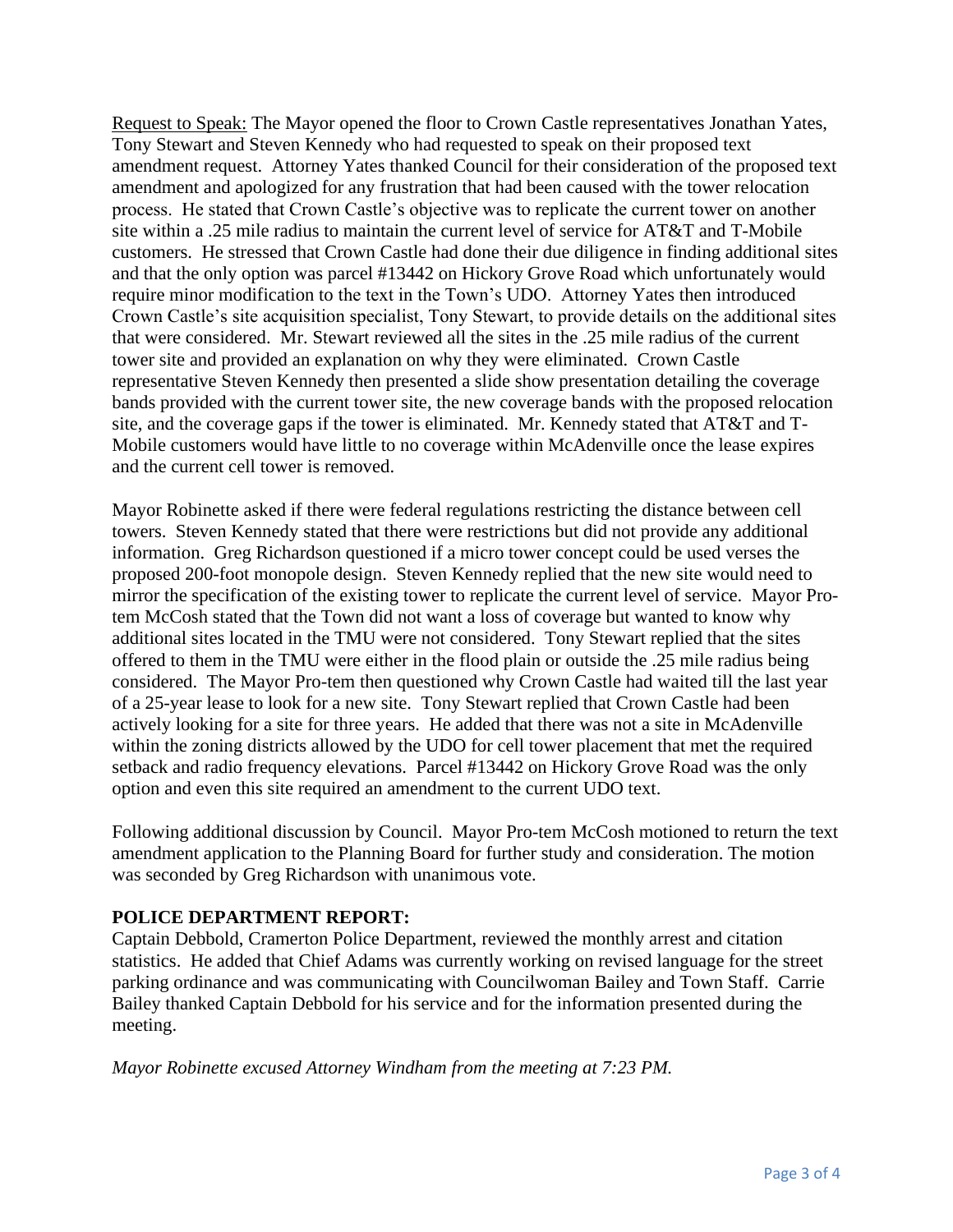Request to Speak: The Mayor opened the floor to Crown Castle representatives Jonathan Yates, Tony Stewart and Steven Kennedy who had requested to speak on their proposed text amendment request. Attorney Yates thanked Council for their consideration of the proposed text amendment and apologized for any frustration that had been caused with the tower relocation process. He stated that Crown Castle's objective was to replicate the current tower on another site within a .25 mile radius to maintain the current level of service for AT&T and T-Mobile customers. He stressed that Crown Castle had done their due diligence in finding additional sites and that the only option was parcel #13442 on Hickory Grove Road which unfortunately would require minor modification to the text in the Town's UDO. Attorney Yates then introduced Crown Castle's site acquisition specialist, Tony Stewart, to provide details on the additional sites that were considered. Mr. Stewart reviewed all the sites in the .25 mile radius of the current tower site and provided an explanation on why they were eliminated. Crown Castle representative Steven Kennedy then presented a slide show presentation detailing the coverage bands provided with the current tower site, the new coverage bands with the proposed relocation site, and the coverage gaps if the tower is eliminated. Mr. Kennedy stated that AT&T and T-Mobile customers would have little to no coverage within McAdenville once the lease expires and the current cell tower is removed.

Mayor Robinette asked if there were federal regulations restricting the distance between cell towers. Steven Kennedy stated that there were restrictions but did not provide any additional information. Greg Richardson questioned if a micro tower concept could be used verses the proposed 200-foot monopole design. Steven Kennedy replied that the new site would need to mirror the specification of the existing tower to replicate the current level of service. Mayor Pro-tem McCosh stated that the Town did not want a loss of coverage but wanted to know why additional sites located in the TMU were not considered. Tony Stewart replied that the sites offered to them in the TMU were either in the flood plain or outside the .25 mile radius being considered. The Mayor Pro-tem then questioned why Crown Castle had waited till the last year of a 25-year lease to look for a new site. Tony Stewart replied that Crown Castle had been actively looking for a site for three years. He added that there was not a site in McAdenville within the zoning districts allowed by the UDO for cell tower placement that met the required setback and radio frequency elevations. Parcel #13442 on Hickory Grove Road was the only option and even this site required an amendment to the current UDO text.

Following additional discussion by Council. Mayor Pro-tem McCosh motioned to return the text amendment application to the Planning Board for further study and consideration. The motion was seconded by Greg Richardson with unanimous vote.

**POLICE DEPARTMENT REPORT:**
Captain Debbold, Cramerton Police Department, reviewed the monthly arrest and citation statistics. He added that Chief Adams was currently working on revised language for the street parking ordinance and was communicating with Councilwoman Bailey and Town Staff. Carrie Bailey thanked Captain Debbold for his service and for the information presented during the meeting.

*Mayor Robinette excused Attorney Windham from the meeting at 7:23 PM.*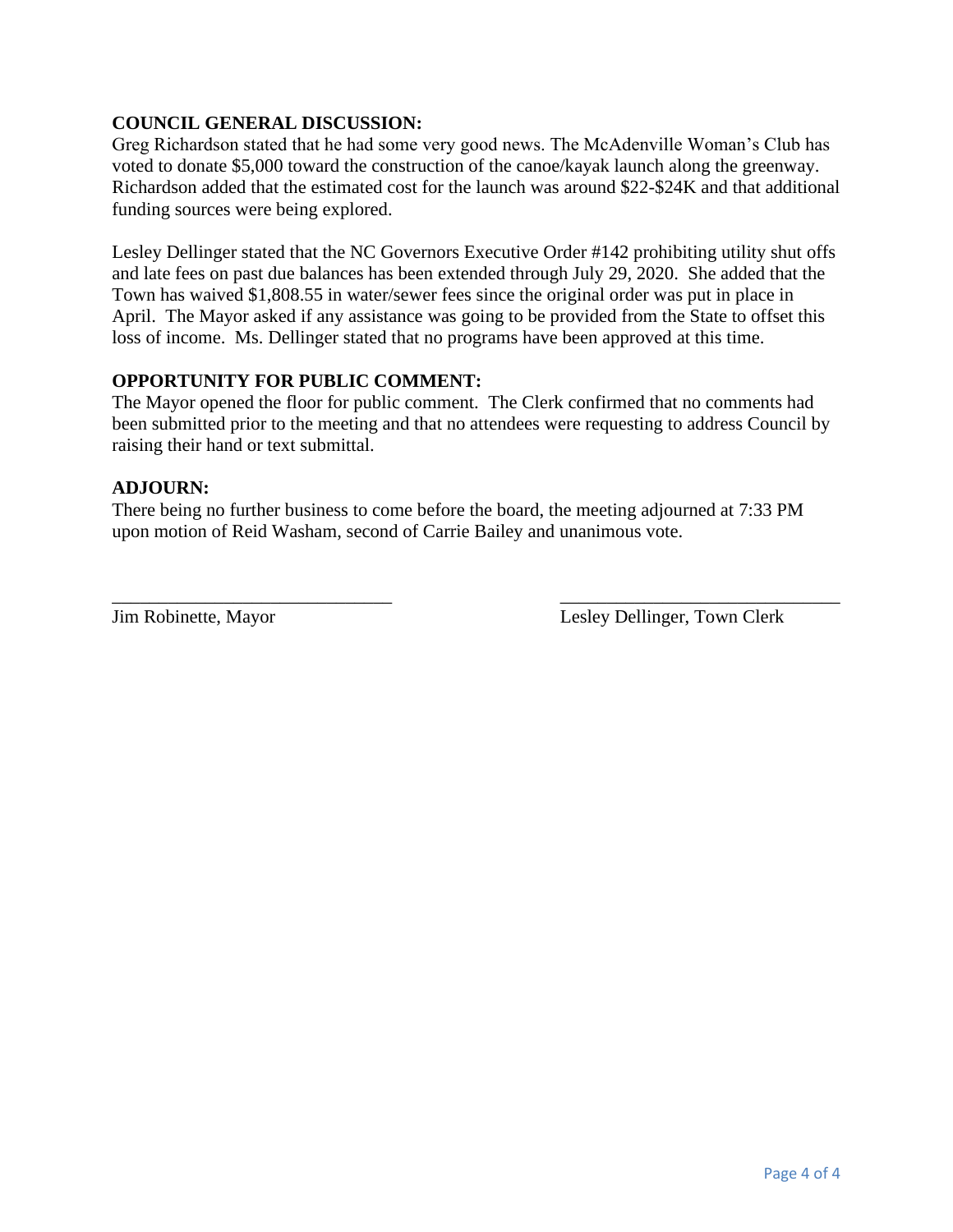**COUNCIL GENERAL DISCUSSION:**

Greg Richardson stated that he had some very good news. The McAdenville Woman's Club has voted to donate $5,000 toward the construction of the canoe/kayak launch along the greenway. Richardson added that the estimated cost for the launch was around $22-$24K and that additional funding sources were being explored.

Lesley Dellinger stated that the NC Governors Executive Order #142 prohibiting utility shut offs and late fees on past due balances has been extended through July 29, 2020. She added that the Town has waived $1,808.55 in water/sewer fees since the original order was put in place in April. The Mayor asked if any assistance was going to be provided from the State to offset this loss of income. Ms. Dellinger stated that no programs have been approved at this time.

**OPPORTUNITY FOR PUBLIC COMMENT:**

The Mayor opened the floor for public comment. The Clerk confirmed that no comments had been submitted prior to the meeting and that no attendees were requesting to address Council by raising their hand or text submittal.

**ADJOURN:**

There being no further business to come before the board, the meeting adjourned at 7:33 PM upon motion of Reid Washam, second of Carrie Bailey and unanimous vote.

\_\_\_\_\_\_\_\_\_\_\_\_\_\_\_\_\_\_\_\_\_\_\_\_\_\_\_\_\_\_
Jim Robinette, Mayor

\_\_\_\_\_\_\_\_\_\_\_\_\_\_\_\_\_\_\_\_\_\_\_\_\_\_\_\_\_\_
Lesley Dellinger, Town Clerk